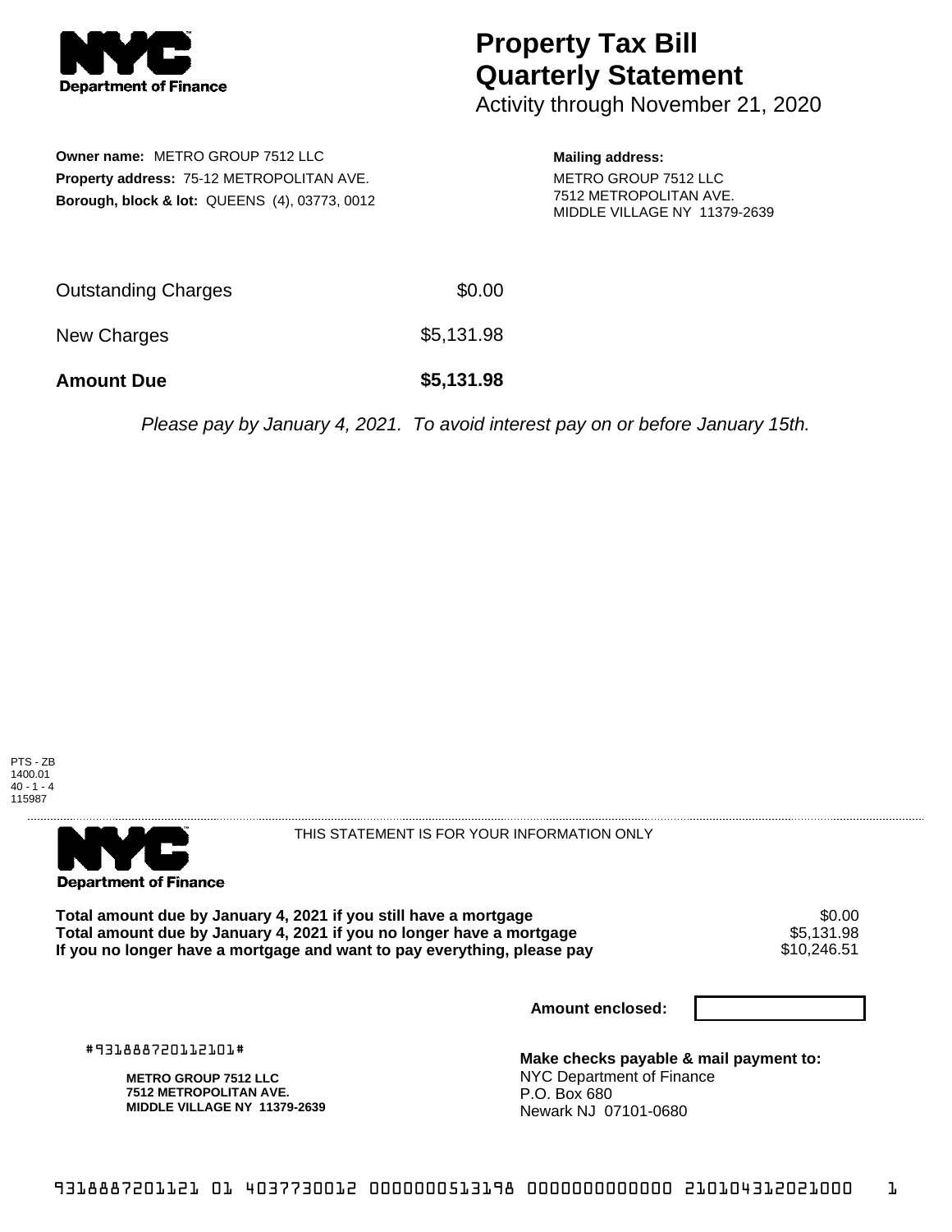# Property Tax Bill Quarterly Statement

Activity through November 21, 2020

**Owner name:** METRO GROUP 7512 LLC
**Property address:** 75-12 METROPOLITAN AVE.
**Borough, block & lot:** QUEENS (4), 03773, 0012

**Mailing address:**
METRO GROUP 7512 LLC
7512 METROPOLITAN AVE.
MIDDLE VILLAGE NY 11379-2639

| | |
|---|---|
| Outstanding Charges | $0.00 |
| New Charges | $5,131.98 |
| **Amount Due** | **$5,131.98** |

*Please pay by January 4, 2021. To avoid interest pay on or before January 15th.*

PTS - ZB
1400.01
40 - 1 - 4
115987

THIS STATEMENT IS FOR YOUR INFORMATION ONLY

| | |
|---|---|
| **Total amount due by January 4, 2021 if you still have a mortgage** | $0.00 |
| **Total amount due by January 4, 2021 if you no longer have a mortgage** | $5,131.98 |
| **If you no longer have a mortgage and want to pay everything, please pay** | $10,246.51 |

**Amount enclosed:**

#931888720112101#

**METRO GROUP 7512 LLC**
**7512 METROPOLITAN AVE.**
**MIDDLE VILLAGE NY 11379-2639**

**Make checks payable & mail payment to:**
NYC Department of Finance
P.O. Box 680
Newark NJ 07101-0680

9318887201121 01 4037730012 0000000513198 0000000000000 210104312021000 1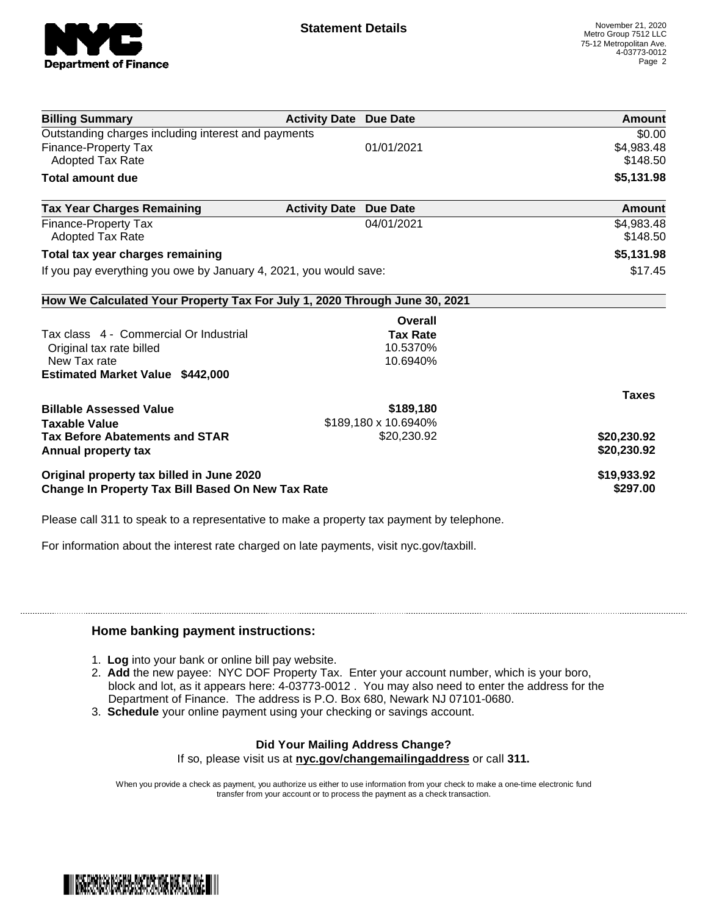# Statement Details

November 21, 2020
Metro Group 7512 LLC
75-12 Metropolitan Ave.
4-03773-0012

| Billing Summary | Activity Date | Due Date | Amount |
| --- | --- | --- | --- |
| Outstanding charges including interest and payments | | | $0.00 |
| Finance-Property Tax | | 01/01/2021 | $4,983.48 |
| Adopted Tax Rate | | | $148.50 |
| **Total amount due** | | | **$5,131.98** |

| Tax Year Charges Remaining | Activity Date | Due Date | Amount |
| --- | --- | --- | --- |
| Finance-Property Tax | | 04/01/2021 | $4,983.48 |
| Adopted Tax Rate | | | $148.50 |
| **Total tax year charges remaining** | | | **$5,131.98** |
| If you pay everything you owe by January 4, 2021, you would save: | | | $17.45 |

## How We Calculated Your Property Tax For July 1, 2020 Through June 30, 2021

| | Overall Tax Rate | |
| --- | --- | --- |
| Tax class 4 - Commercial Or Industrial | | |
| Original tax rate billed | 10.5370% | |
| New Tax rate | 10.6940% | |
| **Estimated Market Value $442,000** | | |
| | | **Taxes** |
| **Billable Assessed Value** | **$189,180** | |
| **Taxable Value** | $189,180 x 10.6940% | |
| **Tax Before Abatements and STAR** | $20,230.92 | **$20,230.92** |
| **Annual property tax** | | **$20,230.92** |
| **Original property tax billed in June 2020** | | **$19,933.92** |
| **Change In Property Tax Bill Based On New Tax Rate** | | **$297.00** |

Please call 311 to speak to a representative to make a property tax payment by telephone.

For information about the interest rate charged on late payments, visit nyc.gov/taxbill.

### Home banking payment instructions:

1. **Log** into your bank or online bill pay website.
2. **Add** the new payee: NYC DOF Property Tax. Enter your account number, which is your boro, block and lot, as it appears here: 4-03773-0012 . You may also need to enter the address for the Department of Finance. The address is P.O. Box 680, Newark NJ 07101-0680.
3. **Schedule** your online payment using your checking or savings account.

**Did Your Mailing Address Change?**
If so, please visit us at **nyc.gov/changemailingaddress** or call **311.**

When you provide a check as payment, you authorize us either to use information from your check to make a one-time electronic fund transfer from your account or to process the payment as a check transaction.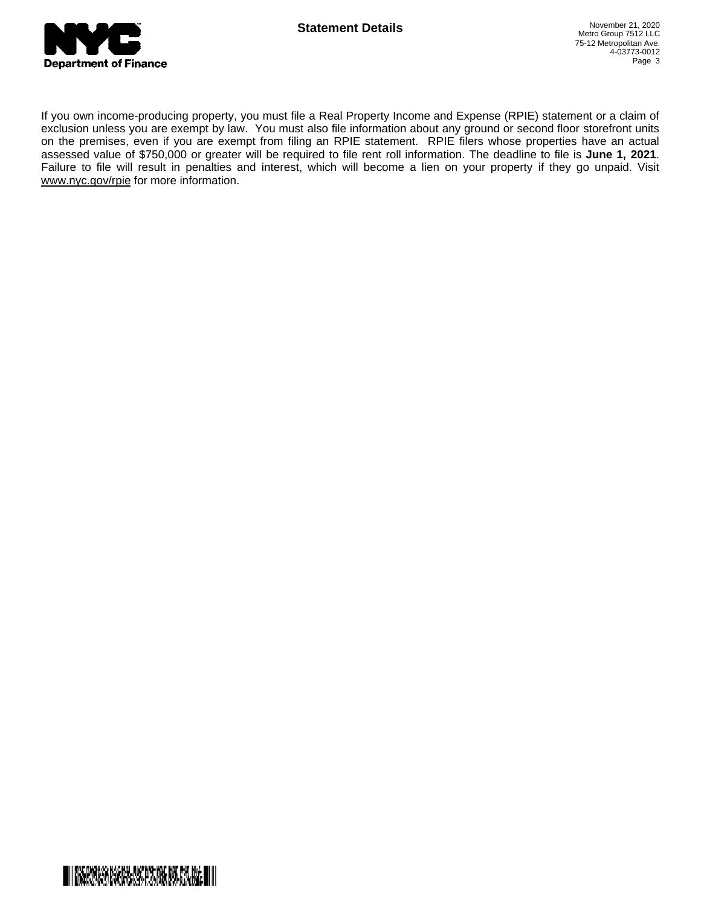If you own income-producing property, you must file a Real Property Income and Expense (RPIE) statement or a claim of exclusion unless you are exempt by law. You must also file information about any ground or second floor storefront units on the premises, even if you are exempt from filing an RPIE statement. RPIE filers whose properties have an actual assessed value of $750,000 or greater will be required to file rent roll information. The deadline to file is **June 1, 2021**. Failure to file will result in penalties and interest, which will become a lien on your property if they go unpaid. Visit www.nyc.gov/rpie for more information.